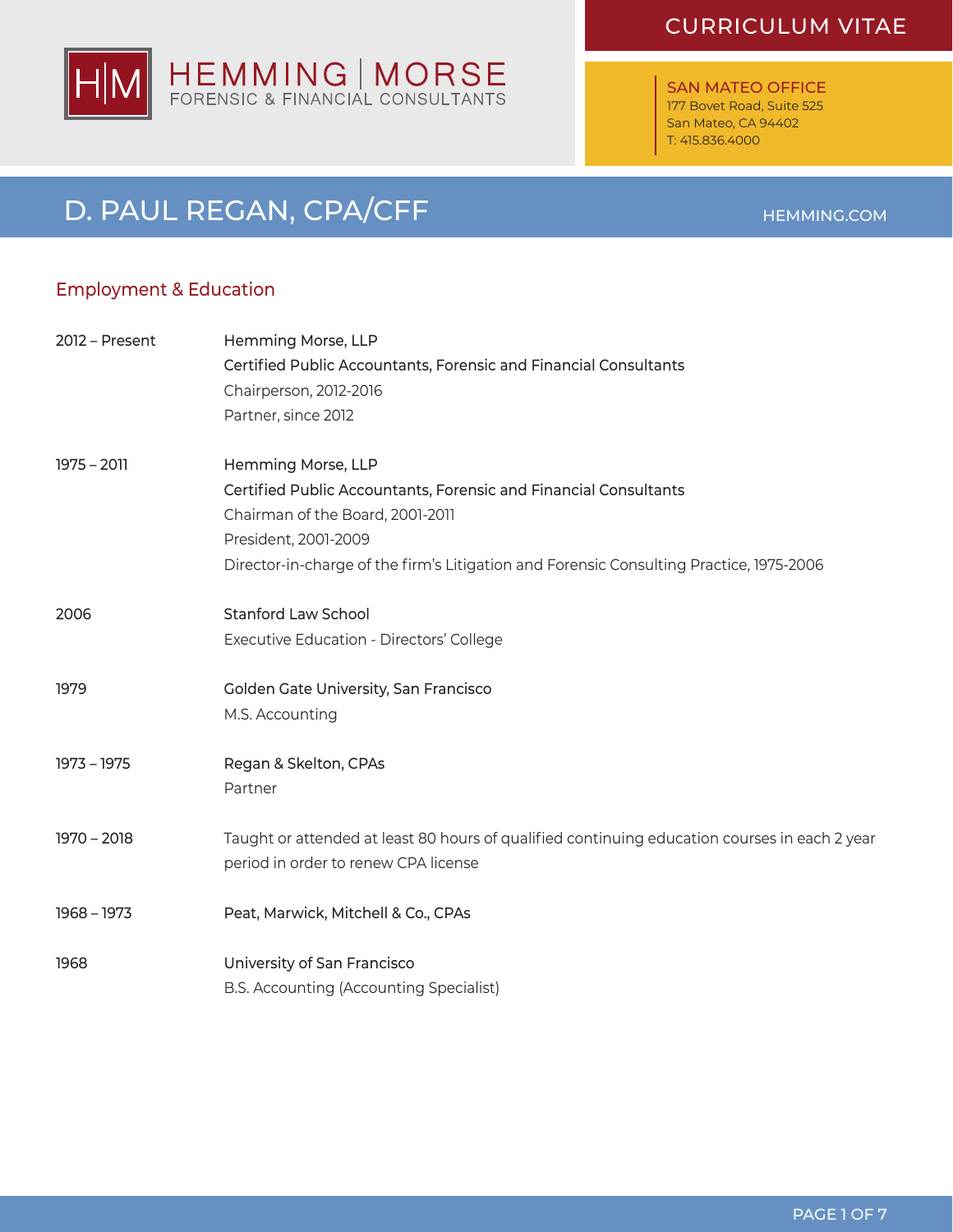HEMMING | MORSE
FORENSIC & FINANCIAL CONSULTANTS

CURRICULUM VITAE

SAN MATEO OFFICE
177 Bovet Road, Suite 525
San Mateo, CA 94402
T: 415.836.4000

# D. PAUL REGAN, CPA/CFF

HEMMING.COM

## Employment & Education

| | |
|---|---|
| 2012 – Present | Hemming Morse, LLP<br>Certified Public Accountants, Forensic and Financial Consultants<br>Chairperson, 2012-2016<br>Partner, since 2012 |
| 1975 – 2011 | Hemming Morse, LLP<br>Certified Public Accountants, Forensic and Financial Consultants<br>Chairman of the Board, 2001-2011<br>President, 2001-2009<br>Director-in-charge of the firm's Litigation and Forensic Consulting Practice, 1975-2006 |
| 2006 | Stanford Law School<br>Executive Education - Directors' College |
| 1979 | Golden Gate University, San Francisco<br>M.S. Accounting |
| 1973 – 1975 | Regan & Skelton, CPAs<br>Partner |
| 1970 – 2018 | Taught or attended at least 80 hours of qualified continuing education courses in each 2 year period in order to renew CPA license |
| 1968 – 1973 | Peat, Marwick, Mitchell & Co., CPAs |
| 1968 | University of San Francisco<br>B.S. Accounting (Accounting Specialist) |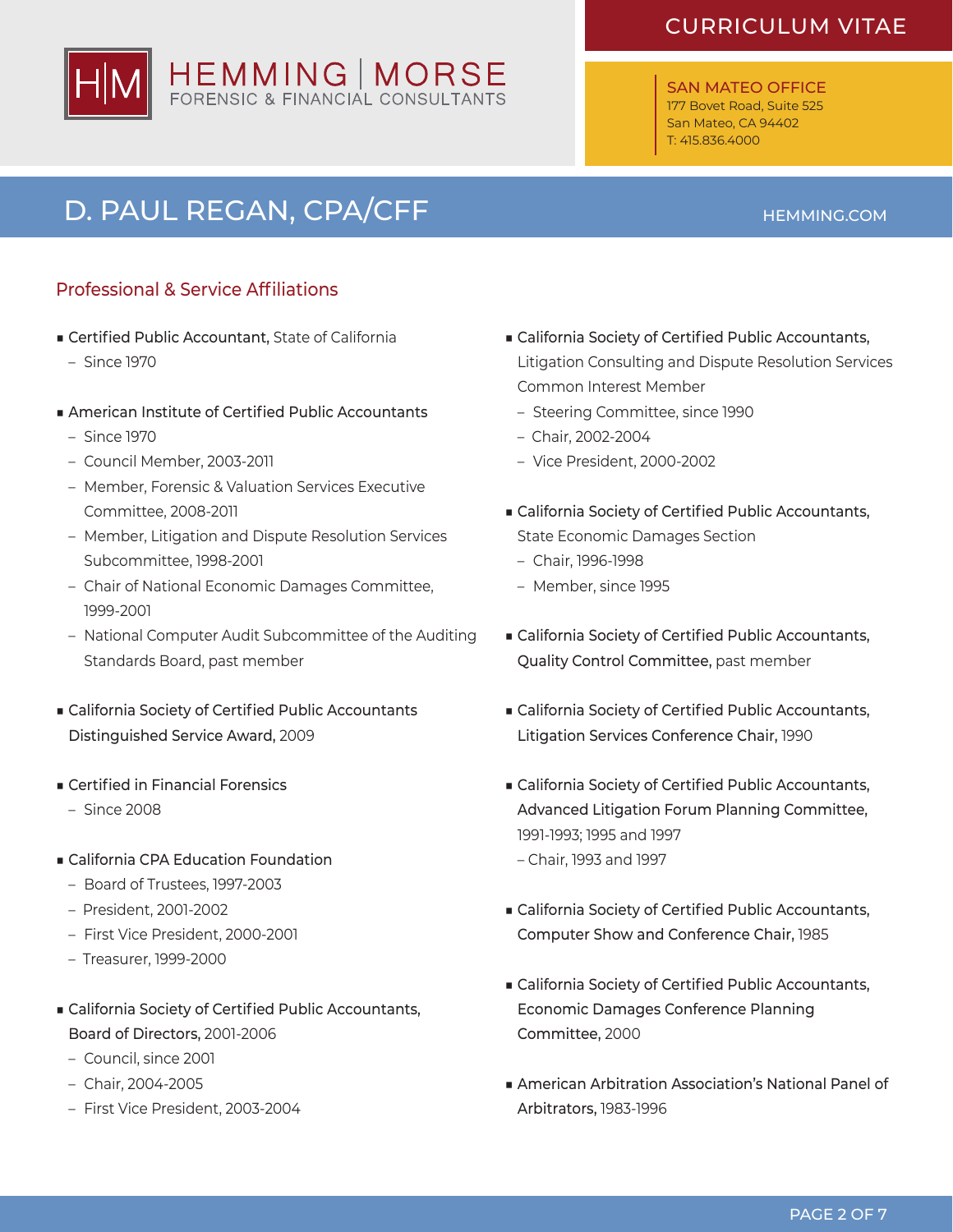# D. PAUL REGAN, CPA/CFF

## Professional & Service Affiliations

- **Certified Public Accountant,** State of California
  - Since 1970
- **American Institute of Certified Public Accountants**
  - Since 1970
  - Council Member, 2003-2011
  - Member, Forensic & Valuation Services Executive Committee, 2008-2011
  - Member, Litigation and Dispute Resolution Services Subcommittee, 1998-2001
  - Chair of National Economic Damages Committee, 1999-2001
  - National Computer Audit Subcommittee of the Auditing Standards Board, past member
- **California Society of Certified Public Accountants Distinguished Service Award,** 2009
- **Certified in Financial Forensics**
  - Since 2008
- **California CPA Education Foundation**
  - Board of Trustees, 1997-2003
  - President, 2001-2002
  - First Vice President, 2000-2001
  - Treasurer, 1999-2000
- **California Society of Certified Public Accountants, Board of Directors,** 2001-2006
  - Council, since 2001
  - Chair, 2004-2005
  - First Vice President, 2003-2004
- **California Society of Certified Public Accountants,** Litigation Consulting and Dispute Resolution Services Common Interest Member
  - Steering Committee, since 1990
  - Chair, 2002-2004
  - Vice President, 2000-2002
- **California Society of Certified Public Accountants,** State Economic Damages Section
  - Chair, 1996-1998
  - Member, since 1995
- **California Society of Certified Public Accountants, Quality Control Committee,** past member
- **California Society of Certified Public Accountants, Litigation Services Conference Chair,** 1990
- **California Society of Certified Public Accountants, Advanced Litigation Forum Planning Committee,** 1991-1993; 1995 and 1997
  - Chair, 1993 and 1997
- **California Society of Certified Public Accountants, Computer Show and Conference Chair,** 1985
- **California Society of Certified Public Accountants, Economic Damages Conference Planning Committee,** 2000
- **American Arbitration Association's National Panel of Arbitrators,** 1983-1996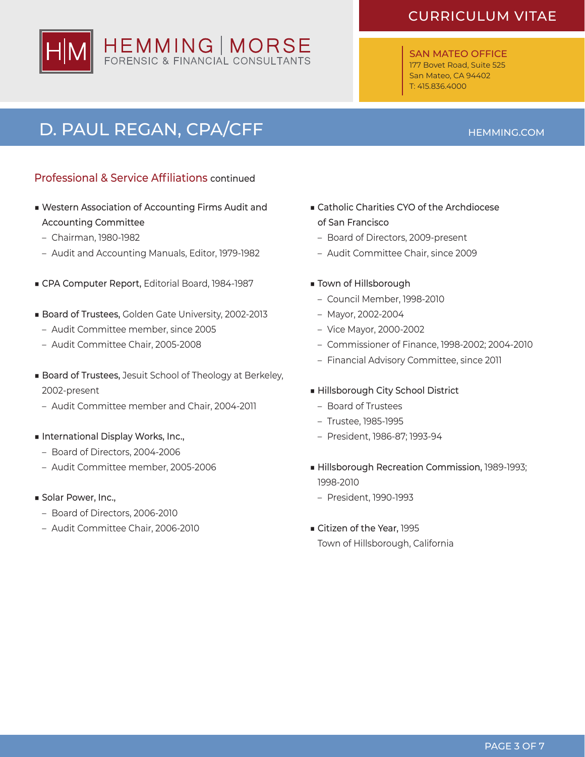## Professional & Service Affiliations continued

- **Western Association of Accounting Firms Audit and Accounting Committee**
  - Chairman, 1980-1982
  - Audit and Accounting Manuals, Editor, 1979-1982
- **CPA Computer Report,** Editorial Board, 1984-1987
- **Board of Trustees,** Golden Gate University, 2002-2013
  - Audit Committee member, since 2005
  - Audit Committee Chair, 2005-2008
- **Board of Trustees,** Jesuit School of Theology at Berkeley, 2002-present
  - Audit Committee member and Chair, 2004-2011
- **International Display Works, Inc.,**
  - Board of Directors, 2004-2006
  - Audit Committee member, 2005-2006
- **Solar Power, Inc.,**
  - Board of Directors, 2006-2010
  - Audit Committee Chair, 2006-2010
- **Catholic Charities CYO of the Archdiocese of San Francisco**
  - Board of Directors, 2009-present
  - Audit Committee Chair, since 2009
- **Town of Hillsborough**
  - Council Member, 1998-2010
  - Mayor, 2002-2004
  - Vice Mayor, 2000-2002
  - Commissioner of Finance, 1998-2002; 2004-2010
  - Financial Advisory Committee, since 2011
- **Hillsborough City School District**
  - Board of Trustees
  - Trustee, 1985-1995
  - President, 1986-87; 1993-94
- **Hillsborough Recreation Commission,** 1989-1993; 1998-2010
  - President, 1990-1993
- **Citizen of the Year,** 1995
  Town of Hillsborough, California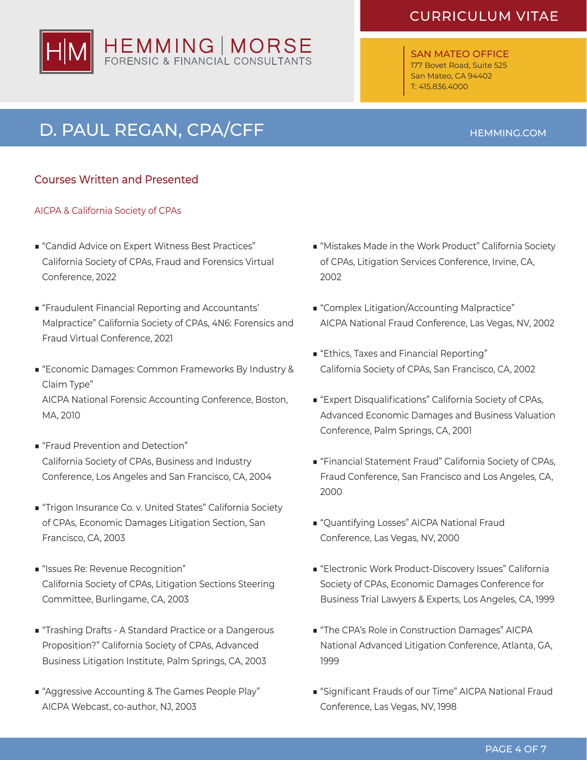## Courses Written and Presented

### AICPA & California Society of CPAs

- "Candid Advice on Expert Witness Best Practices" California Society of CPAs, Fraud and Forensics Virtual Conference, 2022
- "Fraudulent Financial Reporting and Accountants' Malpractice" California Society of CPAs, 4N6: Forensics and Fraud Virtual Conference, 2021
- "Economic Damages: Common Frameworks By Industry & Claim Type" AICPA National Forensic Accounting Conference, Boston, MA, 2010
- "Fraud Prevention and Detection" California Society of CPAs, Business and Industry Conference, Los Angeles and San Francisco, CA, 2004
- "Trigon Insurance Co. v. United States" California Society of CPAs, Economic Damages Litigation Section, San Francisco, CA, 2003
- "Issues Re: Revenue Recognition" California Society of CPAs, Litigation Sections Steering Committee, Burlingame, CA, 2003
- "Trashing Drafts - A Standard Practice or a Dangerous Proposition?" California Society of CPAs, Advanced Business Litigation Institute, Palm Springs, CA, 2003
- "Aggressive Accounting & The Games People Play" AICPA Webcast, co-author, NJ, 2003
- "Mistakes Made in the Work Product" California Society of CPAs, Litigation Services Conference, Irvine, CA, 2002
- "Complex Litigation/Accounting Malpractice" AICPA National Fraud Conference, Las Vegas, NV, 2002
- "Ethics, Taxes and Financial Reporting" California Society of CPAs, San Francisco, CA, 2002
- "Expert Disqualifications" California Society of CPAs, Advanced Economic Damages and Business Valuation Conference, Palm Springs, CA, 2001
- "Financial Statement Fraud" California Society of CPAs, Fraud Conference, San Francisco and Los Angeles, CA, 2000
- "Quantifying Losses" AICPA National Fraud Conference, Las Vegas, NV, 2000
- "Electronic Work Product-Discovery Issues" California Society of CPAs, Economic Damages Conference for Business Trial Lawyers & Experts, Los Angeles, CA, 1999
- "The CPA's Role in Construction Damages" AICPA National Advanced Litigation Conference, Atlanta, GA, 1999
- "Significant Frauds of our Time" AICPA National Fraud Conference, Las Vegas, NV, 1998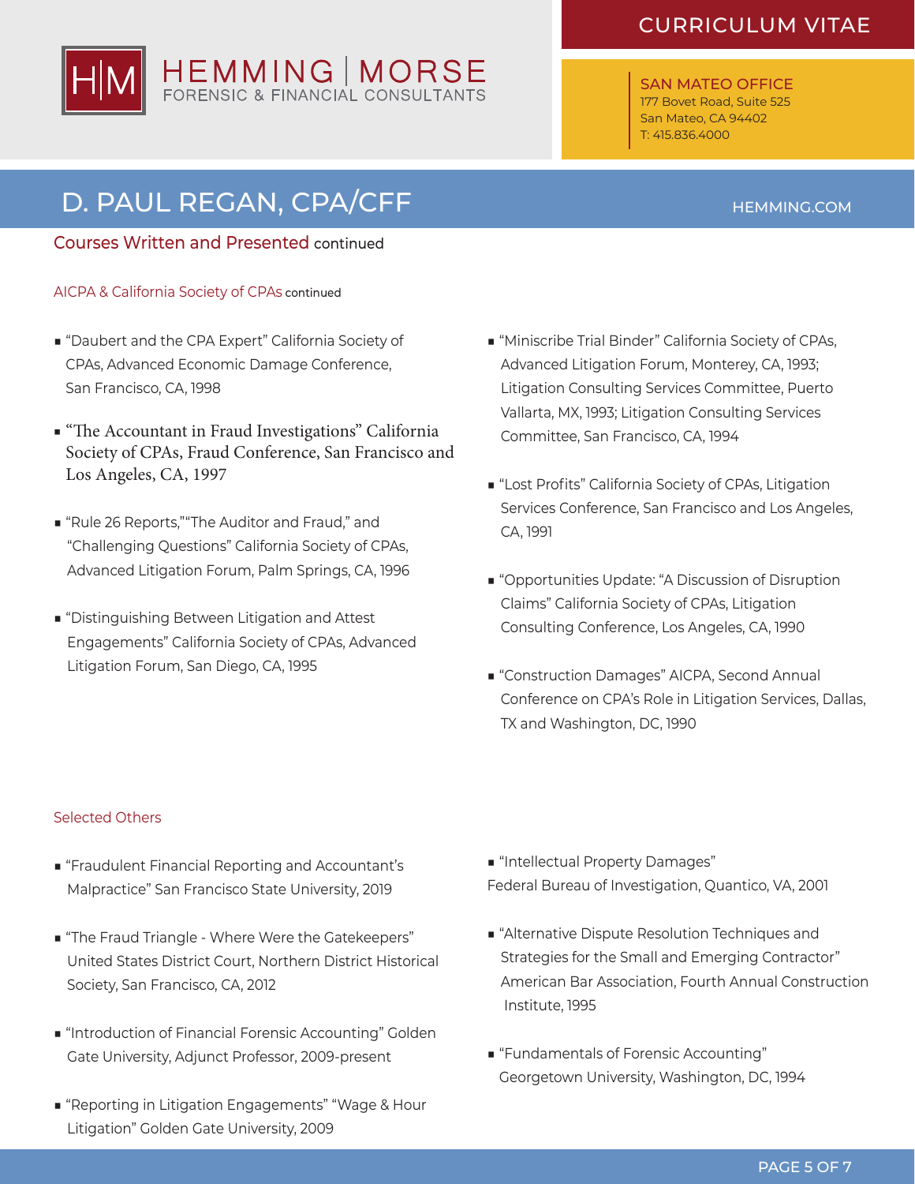## Courses Written and Presented continued

### AICPA & California Society of CPAs continued

- "Daubert and the CPA Expert" California Society of CPAs, Advanced Economic Damage Conference, San Francisco, CA, 1998
- "The Accountant in Fraud Investigations" California Society of CPAs, Fraud Conference, San Francisco and Los Angeles, CA, 1997
- "Rule 26 Reports,""The Auditor and Fraud," and "Challenging Questions" California Society of CPAs, Advanced Litigation Forum, Palm Springs, CA, 1996
- "Distinguishing Between Litigation and Attest Engagements" California Society of CPAs, Advanced Litigation Forum, San Diego, CA, 1995
- "Miniscribe Trial Binder" California Society of CPAs, Advanced Litigation Forum, Monterey, CA, 1993; Litigation Consulting Services Committee, Puerto Vallarta, MX, 1993; Litigation Consulting Services Committee, San Francisco, CA, 1994
- "Lost Profits" California Society of CPAs, Litigation Services Conference, San Francisco and Los Angeles, CA, 1991
- "Opportunities Update: "A Discussion of Disruption Claims" California Society of CPAs, Litigation Consulting Conference, Los Angeles, CA, 1990
- "Construction Damages" AICPA, Second Annual Conference on CPA's Role in Litigation Services, Dallas, TX and Washington, DC, 1990

### Selected Others

- "Fraudulent Financial Reporting and Accountant's Malpractice" San Francisco State University, 2019
- "The Fraud Triangle - Where Were the Gatekeepers" United States District Court, Northern District Historical Society, San Francisco, CA, 2012
- "Introduction of Financial Forensic Accounting" Golden Gate University, Adjunct Professor, 2009-present
- "Reporting in Litigation Engagements" "Wage & Hour Litigation" Golden Gate University, 2009
- "Intellectual Property Damages" Federal Bureau of Investigation, Quantico, VA, 2001
- "Alternative Dispute Resolution Techniques and Strategies for the Small and Emerging Contractor" American Bar Association, Fourth Annual Construction Institute, 1995
- "Fundamentals of Forensic Accounting" Georgetown University, Washington, DC, 1994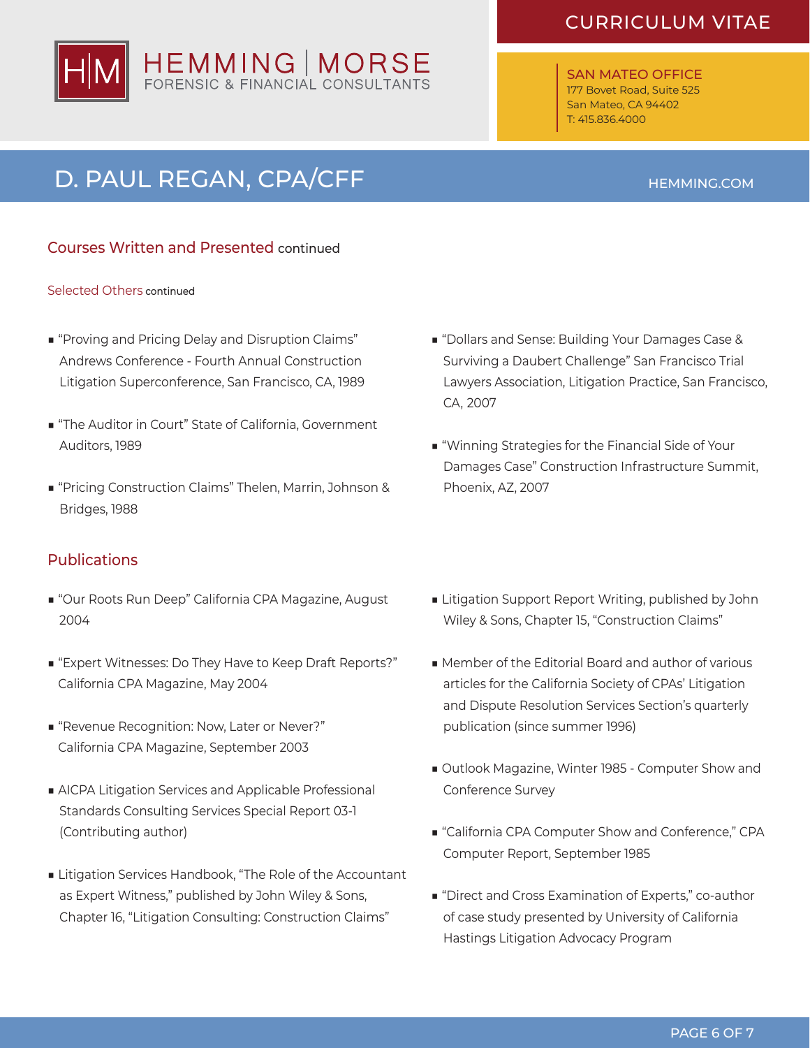## Courses Written and Presented continued

### Selected Others continued

- "Proving and Pricing Delay and Disruption Claims" Andrews Conference - Fourth Annual Construction Litigation Superconference, San Francisco, CA, 1989
- "The Auditor in Court" State of California, Government Auditors, 1989
- "Pricing Construction Claims" Thelen, Marrin, Johnson & Bridges, 1988
- "Dollars and Sense: Building Your Damages Case & Surviving a Daubert Challenge" San Francisco Trial Lawyers Association, Litigation Practice, San Francisco, CA, 2007
- "Winning Strategies for the Financial Side of Your Damages Case" Construction Infrastructure Summit, Phoenix, AZ, 2007

## Publications

- "Our Roots Run Deep" California CPA Magazine, August 2004
- "Expert Witnesses: Do They Have to Keep Draft Reports?" California CPA Magazine, May 2004
- "Revenue Recognition: Now, Later or Never?" California CPA Magazine, September 2003
- AICPA Litigation Services and Applicable Professional Standards Consulting Services Special Report 03-1 (Contributing author)
- Litigation Services Handbook, "The Role of the Accountant as Expert Witness," published by John Wiley & Sons, Chapter 16, "Litigation Consulting: Construction Claims"
- Litigation Support Report Writing, published by John Wiley & Sons, Chapter 15, "Construction Claims"
- Member of the Editorial Board and author of various articles for the California Society of CPAs' Litigation and Dispute Resolution Services Section's quarterly publication (since summer 1996)
- Outlook Magazine, Winter 1985 - Computer Show and Conference Survey
- "California CPA Computer Show and Conference," CPA Computer Report, September 1985
- "Direct and Cross Examination of Experts," co-author of case study presented by University of California Hastings Litigation Advocacy Program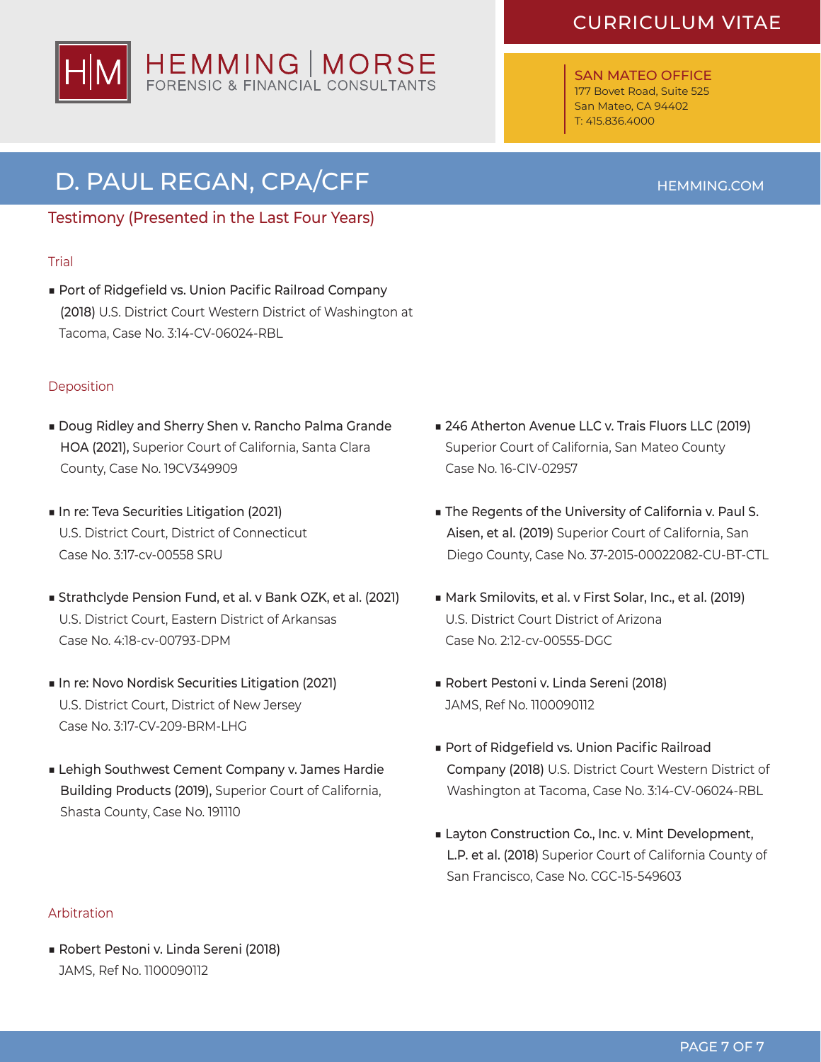# CURRICULUM VITAE

HEMMING | MORSE
FORENSIC & FINANCIAL CONSULTANTS

SAN MATEO OFFICE
177 Bovet Road, Suite 525
San Mateo, CA 94402
T: 415.836.4000

## D. PAUL REGAN, CPA/CFF

HEMMING.COM

### Testimony (Presented in the Last Four Years)

#### Trial

- **Port of Ridgefield vs. Union Pacific Railroad Company (2018)** U.S. District Court Western District of Washington at Tacoma, Case No. 3:14-CV-06024-RBL

#### Deposition

- **Doug Ridley and Sherry Shen v. Rancho Palma Grande HOA (2021),** Superior Court of California, Santa Clara County, Case No. 19CV349909
- **In re: Teva Securities Litigation (2021)** U.S. District Court, District of Connecticut Case No. 3:17-cv-00558 SRU
- **Strathclyde Pension Fund, et al. v Bank OZK, et al. (2021)** U.S. District Court, Eastern District of Arkansas Case No. 4:18-cv-00793-DPM
- **In re: Novo Nordisk Securities Litigation (2021)** U.S. District Court, District of New Jersey Case No. 3:17-CV-209-BRM-LHG
- **Lehigh Southwest Cement Company v. James Hardie Building Products (2019),** Superior Court of California, Shasta County, Case No. 191110
- **246 Atherton Avenue LLC v. Trais Fluors LLC (2019)** Superior Court of California, San Mateo County Case No. 16-CIV-02957
- **The Regents of the University of California v. Paul S. Aisen, et al. (2019)** Superior Court of California, San Diego County, Case No. 37-2015-00022082-CU-BT-CTL
- **Mark Smilovits, et al. v First Solar, Inc., et al. (2019)** U.S. District Court District of Arizona Case No. 2:12-cv-00555-DGC
- **Robert Pestoni v. Linda Sereni (2018)** JAMS, Ref No. 1100090112
- **Port of Ridgefield vs. Union Pacific Railroad Company (2018)** U.S. District Court Western District of Washington at Tacoma, Case No. 3:14-CV-06024-RBL
- **Layton Construction Co., Inc. v. Mint Development, L.P. et al. (2018)** Superior Court of California County of San Francisco, Case No. CGC-15-549603

#### Arbitration

- **Robert Pestoni v. Linda Sereni (2018)** JAMS, Ref No. 1100090112